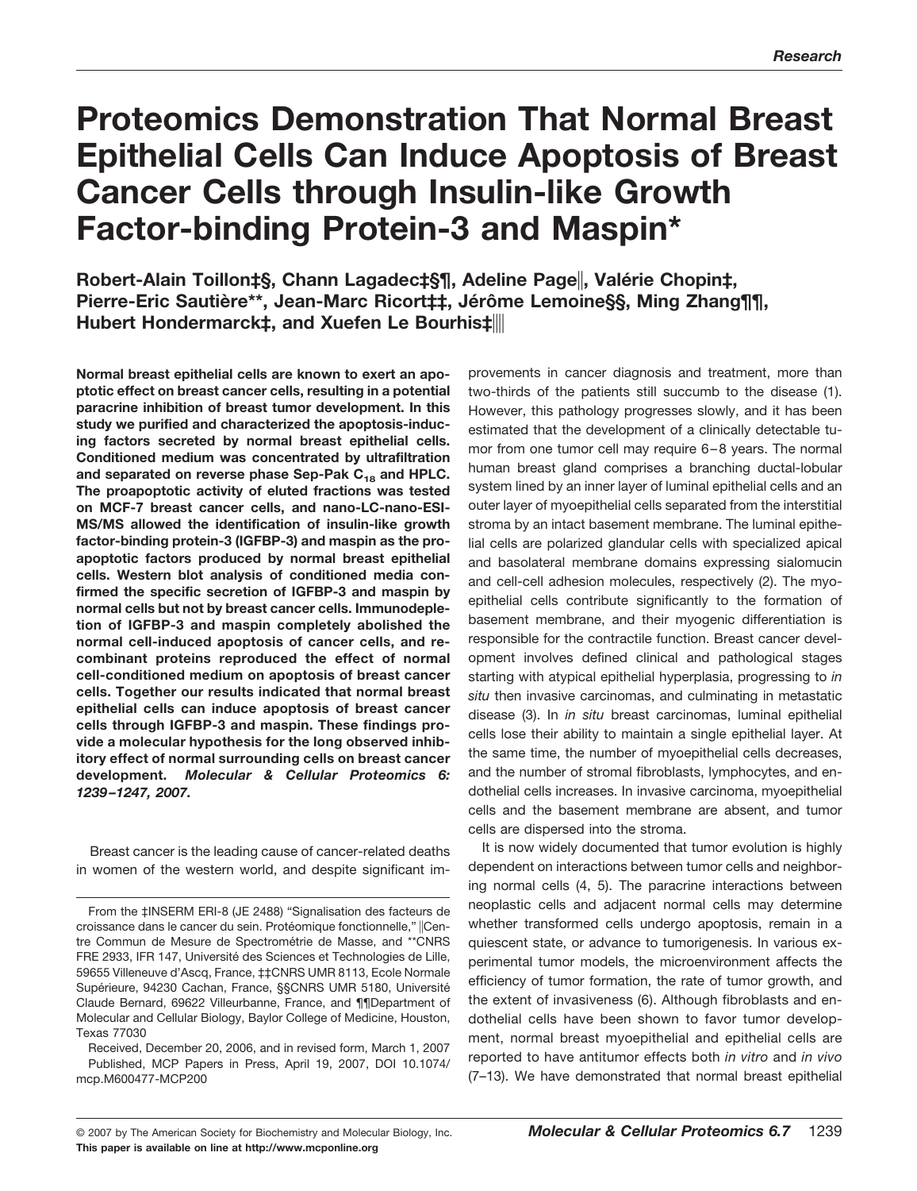# Proteomics Demonstration That Normal Breast Epithelial Cells Can Induce Apoptosis of Breast Cancer Cells through Insulin-like Growth Factor-binding Protein-3 and Maspin*

**Robert-Alain Toillon‡§, Chann Lagadec‡§¶, Adeline Page‖, Valérie Chopin‡, Pierre-Eric Sautière**, Jean-Marc Ricort‡‡, Jérôme Lemoine§§, Ming Zhang¶¶, Hubert Hondermarck‡, and Xuefen Le Bourhis‡‖‖**

**Normal breast epithelial cells are known to exert an apoptotic effect on breast cancer cells, resulting in a potential paracrine inhibition of breast tumor development. In this study we purified and characterized the apoptosis-inducing factors secreted by normal breast epithelial cells. Conditioned medium was concentrated by ultrafiltration and separated on reverse phase Sep-Pak $C_{18}$ and HPLC. The proapoptotic activity of eluted fractions was tested on MCF-7 breast cancer cells, and nano-LC-nano-ESI-MS/MS allowed the identification of insulin-like growth factor-binding protein-3 (IGFBP-3) and maspin as the proapoptotic factors produced by normal breast epithelial cells. Western blot analysis of conditioned media confirmed the specific secretion of IGFBP-3 and maspin by normal cells but not by breast cancer cells. Immunodepletion of IGFBP-3 and maspin completely abolished the normal cell-induced apoptosis of cancer cells, and recombinant proteins reproduced the effect of normal cell-conditioned medium on apoptosis of breast cancer cells. Together our results indicated that normal breast epithelial cells can induce apoptosis of breast cancer cells through IGFBP-3 and maspin. These findings provide a molecular hypothesis for the long observed inhibitory effect of normal surrounding cells on breast cancer development.** ***Molecular & Cellular Proteomics 6: 1239–1247, 2007.***

Breast cancer is the leading cause of cancer-related deaths in women of the western world, and despite significant improvements in cancer diagnosis and treatment, more than two-thirds of the patients still succumb to the disease (1). However, this pathology progresses slowly, and it has been estimated that the development of a clinically detectable tumor from one tumor cell may require 6–8 years. The normal human breast gland comprises a branching ductal-lobular system lined by an inner layer of luminal epithelial cells and an outer layer of myoepithelial cells separated from the interstitial stroma by an intact basement membrane. The luminal epithelial cells are polarized glandular cells with specialized apical and basolateral membrane domains expressing sialomucin and cell-cell adhesion molecules, respectively (2). The myoepithelial cells contribute significantly to the formation of basement membrane, and their myogenic differentiation is responsible for the contractile function. Breast cancer development involves defined clinical and pathological stages starting with atypical epithelial hyperplasia, progressing to *in situ* then invasive carcinomas, and culminating in metastatic disease (3). In *in situ* breast carcinomas, luminal epithelial cells lose their ability to maintain a single epithelial layer. At the same time, the number of myoepithelial cells decreases, and the number of stromal fibroblasts, lymphocytes, and endothelial cells increases. In invasive carcinoma, myoepithelial cells and the basement membrane are absent, and tumor cells are dispersed into the stroma.

It is now widely documented that tumor evolution is highly dependent on interactions between tumor cells and neighboring normal cells (4, 5). The paracrine interactions between neoplastic cells and adjacent normal cells may determine whether transformed cells undergo apoptosis, remain in a quiescent state, or advance to tumorigenesis. In various experimental tumor models, the microenvironment affects the efficiency of tumor formation, the rate of tumor growth, and the extent of invasiveness (6). Although fibroblasts and endothelial cells have been shown to favor tumor development, normal breast myoepithelial and epithelial cells are reported to have antitumor effects both *in vitro* and *in vivo* (7–13). We have demonstrated that normal breast epithelial

From the ‡INSERM ERI-8 (JE 2488) "Signalisation des facteurs de croissance dans le cancer du sein. Protéomique fonctionnelle," ‖Centre Commun de Mesure de Spectrométrie de Masse, and **CNRS FRE 2933, IFR 147, Université des Sciences et Technologies de Lille, 59655 Villeneuve d'Ascq, France, ‡‡CNRS UMR 8113, Ecole Normale Supérieure, 94230 Cachan, France, §§CNRS UMR 5180, Université Claude Bernard, 69622 Villeurbanne, France, and ¶¶Department of Molecular and Cellular Biology, Baylor College of Medicine, Houston, Texas 77030

Received, December 20, 2006, and in revised form, March 1, 2007

Published, MCP Papers in Press, April 19, 2007, DOI 10.1074/mcp.M600477-MCP200

© 2007 by The American Society for Biochemistry and Molecular Biology, Inc.
**This paper is available on line at http://www.mcponline.org**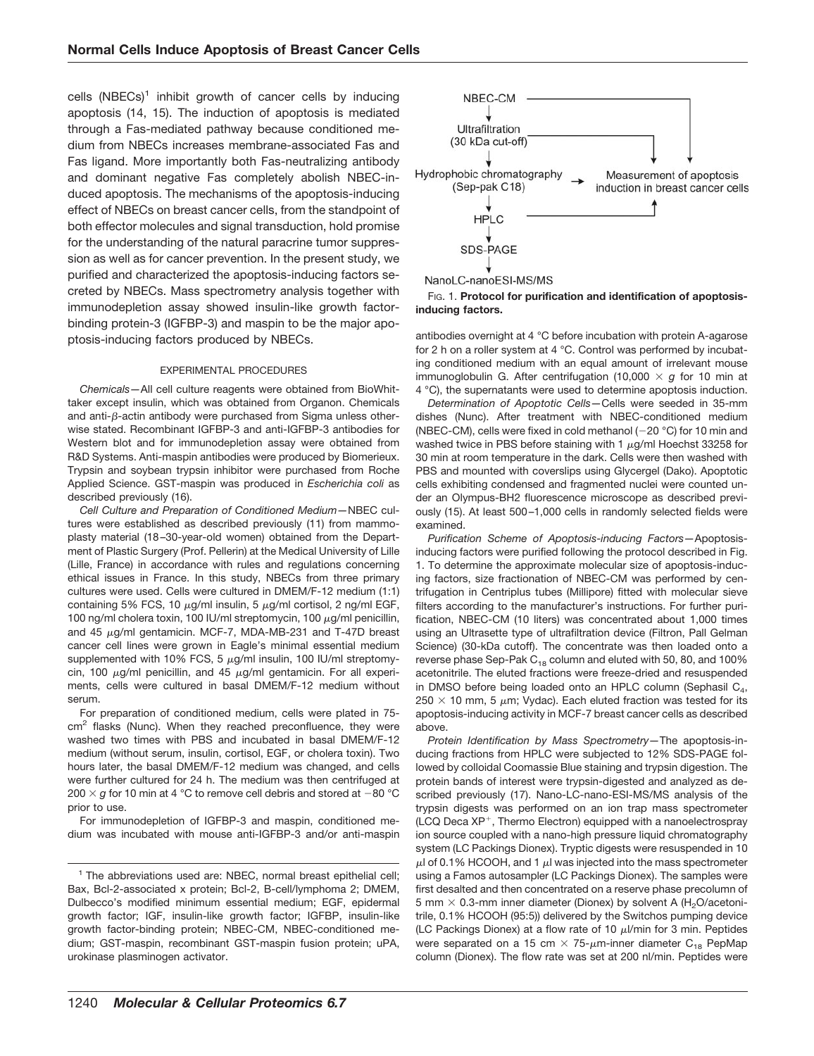cells (NBECs)[1] inhibit growth of cancer cells by inducing apoptosis (14, 15). The induction of apoptosis is mediated through a Fas-mediated pathway because conditioned medium from NBECs increases membrane-associated Fas and Fas ligand. More importantly both Fas-neutralizing antibody and dominant negative Fas completely abolish NBEC-induced apoptosis. The mechanisms of the apoptosis-inducing effect of NBECs on breast cancer cells, from the standpoint of both effector molecules and signal transduction, hold promise for the understanding of the natural paracrine tumor suppression as well as for cancer prevention. In the present study, we purified and characterized the apoptosis-inducing factors secreted by NBECs. Mass spectrometry analysis together with immunodepletion assay showed insulin-like growth factor-binding protein-3 (IGFBP-3) and maspin to be the major apoptosis-inducing factors produced by NBECs.

## EXPERIMENTAL PROCEDURES

*Chemicals*—All cell culture reagents were obtained from BioWhittaker except insulin, which was obtained from Organon. Chemicals and anti-β-actin antibody were purchased from Sigma unless otherwise stated. Recombinant IGFBP-3 and anti-IGFBP-3 antibodies for Western blot and for immunodepletion assay were obtained from R&D Systems. Anti-maspin antibodies were produced by Biomerieux. Trypsin and soybean trypsin inhibitor were purchased from Roche Applied Science. GST-maspin was produced in *Escherichia coli* as described previously (16).

*Cell Culture and Preparation of Conditioned Medium*—NBEC cultures were established as described previously (11) from mammoplasty material (18–30-year-old women) obtained from the Department of Plastic Surgery (Prof. Pellerin) at the Medical University of Lille (Lille, France) in accordance with rules and regulations concerning ethical issues in France. In this study, NBECs from three primary cultures were used. Cells were cultured in DMEM/F-12 medium (1:1) containing 5% FCS, 10 μg/ml insulin, 5 μg/ml cortisol, 2 ng/ml EGF, 100 ng/ml cholera toxin, 100 IU/ml streptomycin, 100 μg/ml penicillin, and 45 μg/ml gentamicin. MCF-7, MDA-MB-231 and T-47D breast cancer cell lines were grown in Eagle's minimal essential medium supplemented with 10% FCS, 5 μg/ml insulin, 100 IU/ml streptomycin, 100 μg/ml penicillin, and 45 μg/ml gentamicin. For all experiments, cells were cultured in basal DMEM/F-12 medium without serum.

For preparation of conditioned medium, cells were plated in 75-$cm^2$ flasks (Nunc). When they reached preconfluence, they were washed two times with PBS and incubated in basal DMEM/F-12 medium (without serum, insulin, cortisol, EGF, or cholera toxin). Two hours later, the basal DMEM/F-12 medium was changed, and cells were further cultured for 24 h. The medium was then centrifuged at $200 \times g$ for 10 min at 4 °C to remove cell debris and stored at −80 °C prior to use.

For immunodepletion of IGFBP-3 and maspin, conditioned medium was incubated with mouse anti-IGFBP-3 and/or anti-maspin antibodies overnight at 4 °C before incubation with protein A-agarose for 2 h on a roller system at 4 °C. Control was performed by incubating conditioned medium with an equal amount of irrelevant mouse immunoglobulin G. After centrifugation ($10{,}000 \times g$ for 10 min at 4 °C), the supernatants were used to determine apoptosis induction.

*Determination of Apoptotic Cells*—Cells were seeded in 35-mm dishes (Nunc). After treatment with NBEC-conditioned medium (NBEC-CM), cells were fixed in cold methanol (−20 °C) for 10 min and washed twice in PBS before staining with 1 μg/ml Hoechst 33258 for 30 min at room temperature in the dark. Cells were then washed with PBS and mounted with coverslips using Glycergel (Dako). Apoptotic cells exhibiting condensed and fragmented nuclei were counted under an Olympus-BH2 fluorescence microscope as described previously (15). At least 500–1,000 cells in randomly selected fields were examined.

*Purification Scheme of Apoptosis-inducing Factors*—Apoptosis-inducing factors were purified following the protocol described in Fig. 1. To determine the approximate molecular size of apoptosis-inducing factors, size fractionation of NBEC-CM was performed by centrifugation in Centriplus tubes (Millipore) fitted with molecular sieve filters according to the manufacturer's instructions. For further purification, NBEC-CM (10 liters) was concentrated about 1,000 times using an Ultrasette type of ultrafiltration device (Filtron, Pall Gelman Science) (30-kDa cutoff). The concentrate was then loaded onto a reverse phase Sep-Pak $C_{18}$ column and eluted with 50, 80, and 100% acetonitrile. The eluted fractions were freeze-dried and resuspended in DMSO before being loaded onto an HPLC column (Sephasil $C_4$, 250 × 10 mm, 5 μm; Vydac). Each eluted fraction was tested for its apoptosis-inducing activity in MCF-7 breast cancer cells as described above.

*Protein Identification by Mass Spectrometry*—The apoptosis-inducing fractions from HPLC were subjected to 12% SDS-PAGE followed by colloidal Coomassie Blue staining and trypsin digestion. The protein bands of interest were trypsin-digested and analyzed as described previously (17). Nano-LC-nano-ESI-MS/MS analysis of the trypsin digests was performed on an ion trap mass spectrometer (LCQ Deca $XP^+$, Thermo Electron) equipped with a nanoelectrospray ion source coupled with a nano-high pressure liquid chromatography system (LC Packings Dionex). Tryptic digests were resuspended in 10 μl of 0.1% HCOOH, and 1 μl was injected into the mass spectrometer using a Famos autosampler (LC Packings Dionex). The samples were first desalted and then concentrated on a reserve phase precolumn of 5 mm × 0.3-mm inner diameter (Dionex) by solvent A ($H_2O$/acetonitrile, 0.1% HCOOH (95:5)) delivered by the Switchos pumping device (LC Packings Dionex) at a flow rate of 10 μl/min for 3 min. Peptides were separated on a 15 cm × 75-μm-inner diameter $C_{18}$ PepMap column (Dionex). The flow rate was set at 200 nl/min. Peptides were

NBEC-CM → Ultrafiltration (30 kDa cut-off) → Hydrophobic chromatography (Sep-pak C18) → HPLC → SDS-PAGE → NanoLC-nanoESI-MS/MS; NBEC-CM, Ultrafiltration, Hydrophobic chromatography and HPLC → Measurement of apoptosis induction in breast cancer cells

**FIG. 1. Protocol for purification and identification of apoptosis-inducing factors.**

[1] The abbreviations used are: NBEC, normal breast epithelial cell; Bax, Bcl-2-associated x protein; Bcl-2, B-cell/lymphoma 2; DMEM, Dulbecco's modified minimum essential medium; EGF, epidermal growth factor; IGF, insulin-like growth factor; IGFBP, insulin-like growth factor-binding protein; NBEC-CM, NBEC-conditioned medium; GST-maspin, recombinant GST-maspin fusion protein; uPA, urokinase plasminogen activator.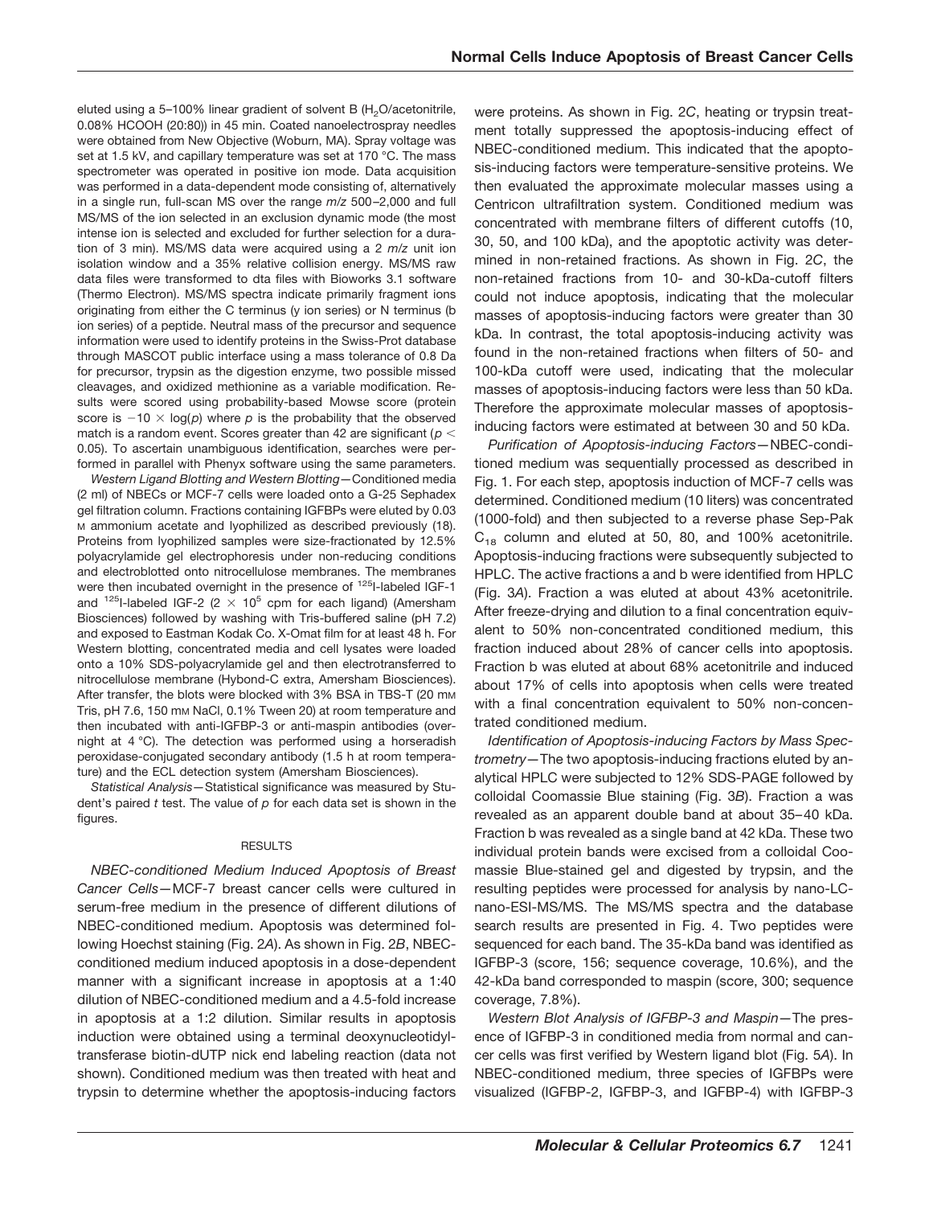eluted using a 5–100% linear gradient of solvent B ($H_2O$/acetonitrile, 0.08% HCOOH (20:80)) in 45 min. Coated nanoelectrospray needles were obtained from New Objective (Woburn, MA). Spray voltage was set at 1.5 kV, and capillary temperature was set at 170 °C. The mass spectrometer was operated in positive ion mode. Data acquisition was performed in a data-dependent mode consisting of, alternatively in a single run, full-scan MS over the range $m/z$ 500–2,000 and full MS/MS of the ion selected in an exclusion dynamic mode (the most intense ion is selected and excluded for further selection for a duration of 3 min). MS/MS data were acquired using a 2 $m/z$ unit ion isolation window and a 35% relative collision energy. MS/MS raw data files were transformed to dta files with Bioworks 3.1 software (Thermo Electron). MS/MS spectra indicate primarily fragment ions originating from either the C terminus (y ion series) or N terminus (b ion series) of a peptide. Neutral mass of the precursor and sequence information were used to identify proteins in the Swiss-Prot database through MASCOT public interface using a mass tolerance of 0.8 Da for precursor, trypsin as the digestion enzyme, two possible missed cleavages, and oxidized methionine as a variable modification. Results were scored using probability-based Mowse score (protein score is $-10 \times \log(p)$ where $p$ is the probability that the observed match is a random event. Scores greater than 42 are significant ($p <$ 0.05). To ascertain unambiguous identification, searches were performed in parallel with Phenyx software using the same parameters.

*Western Ligand Blotting and Western Blotting*—Conditioned media (2 ml) of NBECs or MCF-7 cells were loaded onto a G-25 Sephadex gel filtration column. Fractions containing IGFBPs were eluted by 0.03 M ammonium acetate and lyophilized as described previously (18). Proteins from lyophilized samples were size-fractionated by 12.5% polyacrylamide gel electrophoresis under non-reducing conditions and electroblotted onto nitrocellulose membranes. The membranes were then incubated overnight in the presence of $^{125}$I-labeled IGF-1 and $^{125}$I-labeled IGF-2 ($2 \times 10^5$ cpm for each ligand) (Amersham Biosciences) followed by washing with Tris-buffered saline (pH 7.2) and exposed to Eastman Kodak Co. X-Omat film for at least 48 h. For Western blotting, concentrated media and cell lysates were loaded onto a 10% SDS-polyacrylamide gel and then electrotransferred to nitrocellulose membrane (Hybond-C extra, Amersham Biosciences). After transfer, the blots were blocked with 3% BSA in TBS-T (20 mM Tris, pH 7.6, 150 mM NaCl, 0.1% Tween 20) at room temperature and then incubated with anti-IGFBP-3 or anti-maspin antibodies (overnight at 4 °C). The detection was performed using a horseradish peroxidase-conjugated secondary antibody (1.5 h at room temperature) and the ECL detection system (Amersham Biosciences).

*Statistical Analysis*—Statistical significance was measured by Student's paired $t$ test. The value of $p$ for each data set is shown in the figures.

## RESULTS

*NBEC-conditioned Medium Induced Apoptosis of Breast Cancer Cells*—MCF-7 breast cancer cells were cultured in serum-free medium in the presence of different dilutions of NBEC-conditioned medium. Apoptosis was determined following Hoechst staining (Fig. 2*A*). As shown in Fig. 2*B*, NBEC-conditioned medium induced apoptosis in a dose-dependent manner with a significant increase in apoptosis at a 1:40 dilution of NBEC-conditioned medium and a 4.5-fold increase in apoptosis at a 1:2 dilution. Similar results in apoptosis induction were obtained using a terminal deoxynucleotidyltransferase biotin-dUTP nick end labeling reaction (data not shown). Conditioned medium was then treated with heat and trypsin to determine whether the apoptosis-inducing factors were proteins. As shown in Fig. 2*C*, heating or trypsin treatment totally suppressed the apoptosis-inducing effect of NBEC-conditioned medium. This indicated that the apoptosis-inducing factors were temperature-sensitive proteins. We then evaluated the approximate molecular masses using a Centricon ultrafiltration system. Conditioned medium was concentrated with membrane filters of different cutoffs (10, 30, 50, and 100 kDa), and the apoptotic activity was determined in non-retained fractions. As shown in Fig. 2*C*, the non-retained fractions from 10- and 30-kDa-cutoff filters could not induce apoptosis, indicating that the molecular masses of apoptosis-inducing factors were greater than 30 kDa. In contrast, the total apoptosis-inducing activity was found in the non-retained fractions when filters of 50- and 100-kDa cutoff were used, indicating that the molecular masses of apoptosis-inducing factors were less than 50 kDa. Therefore the approximate molecular masses of apoptosis-inducing factors were estimated at between 30 and 50 kDa.

*Purification of Apoptosis-inducing Factors*—NBEC-conditioned medium was sequentially processed as described in Fig. 1. For each step, apoptosis induction of MCF-7 cells was determined. Conditioned medium (10 liters) was concentrated (1000-fold) and then subjected to a reverse phase Sep-Pak $C_{18}$ column and eluted at 50, 80, and 100% acetonitrile. Apoptosis-inducing fractions were subsequently subjected to HPLC. The active fractions a and b were identified from HPLC (Fig. 3*A*). Fraction a was eluted at about 43% acetonitrile. After freeze-drying and dilution to a final concentration equivalent to 50% non-concentrated conditioned medium, this fraction induced about 28% of cancer cells into apoptosis. Fraction b was eluted at about 68% acetonitrile and induced about 17% of cells into apoptosis when cells were treated with a final concentration equivalent to 50% non-concentrated conditioned medium.

*Identification of Apoptosis-inducing Factors by Mass Spectrometry*—The two apoptosis-inducing fractions eluted by analytical HPLC were subjected to 12% SDS-PAGE followed by colloidal Coomassie Blue staining (Fig. 3*B*). Fraction a was revealed as an apparent double band at about 35–40 kDa. Fraction b was revealed as a single band at 42 kDa. These two individual protein bands were excised from a colloidal Coomassie Blue-stained gel and digested by trypsin, and the resulting peptides were processed for analysis by nano-LC-nano-ESI-MS/MS. The MS/MS spectra and the database search results are presented in Fig. 4. Two peptides were sequenced for each band. The 35-kDa band was identified as IGFBP-3 (score, 156; sequence coverage, 10.6%), and the 42-kDa band corresponded to maspin (score, 300; sequence coverage, 7.8%).

*Western Blot Analysis of IGFBP-3 and Maspin*—The presence of IGFBP-3 in conditioned media from normal and cancer cells was first verified by Western ligand blot (Fig. 5*A*). In NBEC-conditioned medium, three species of IGFBPs were visualized (IGFBP-2, IGFBP-3, and IGFBP-4) with IGFBP-3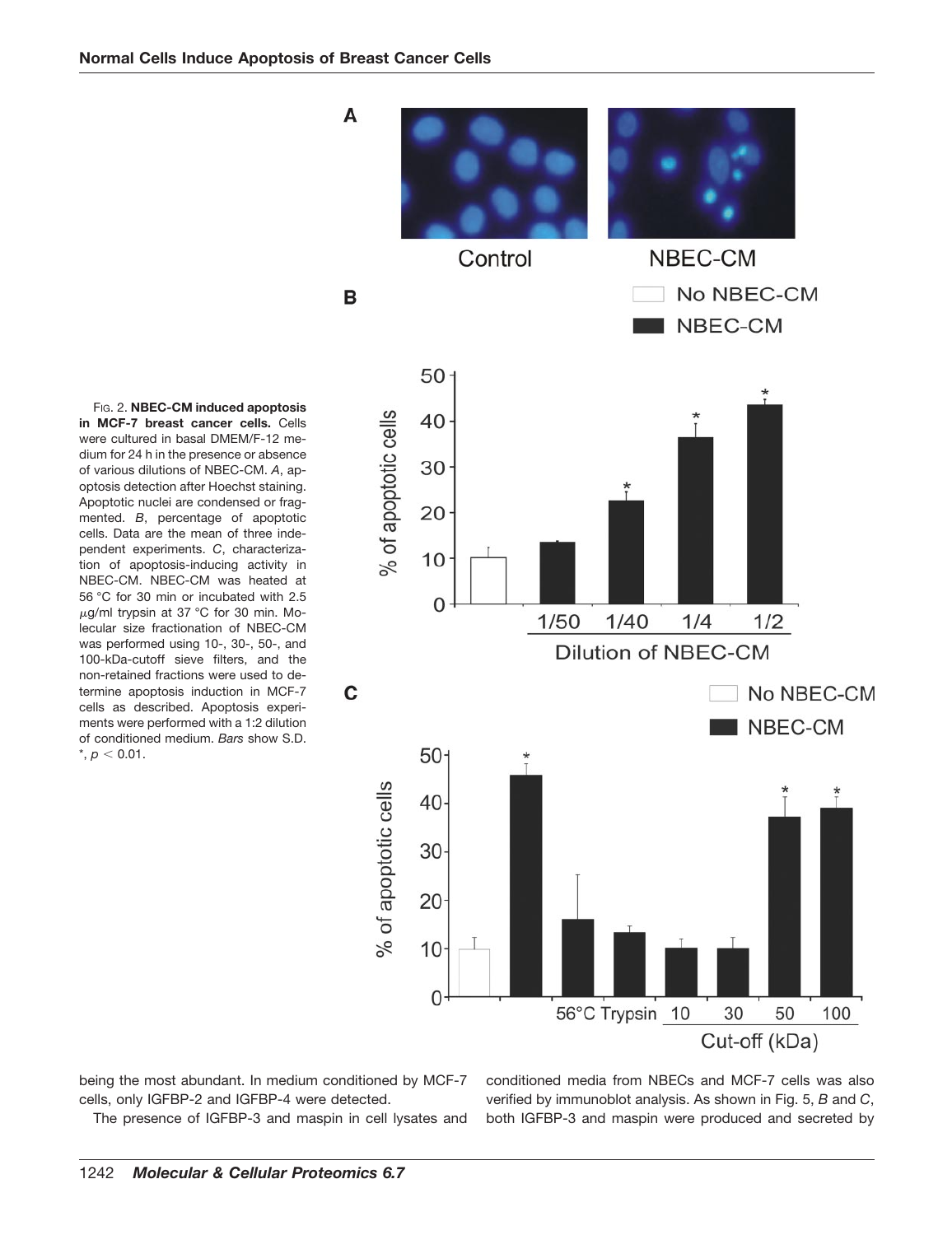Fig. 2. **NBEC-CM induced apoptosis in MCF-7 breast cancer cells.** Cells were cultured in basal DMEM/F-12 medium for 24 h in the presence or absence of various dilutions of NBEC-CM. *A*, apoptosis detection after Hoechst staining. Apoptotic nuclei are condensed or fragmented. *B*, percentage of apoptotic cells. Data are the mean of three independent experiments. *C*, characterization of apoptosis-inducing activity in NBEC-CM. NBEC-CM was heated at 56 °C for 30 min or incubated with 2.5 $\mu$g/ml trypsin at 37 °C for 30 min. Molecular size fractionation of NBEC-CM was performed using 10-, 30-, 50-, and 100-kDa-cutoff sieve filters, and the non-retained fractions were used to determine apoptosis induction in MCF-7 cells as described. Apoptosis experiments were performed with a 1:2 dilution of conditioned medium. *Bars* show S.D. *, $p < 0.01$.

being the most abundant. In medium conditioned by MCF-7 cells, only IGFBP-2 and IGFBP-4 were detected.

The presence of IGFBP-3 and maspin in cell lysates and conditioned media from NBECs and MCF-7 cells was also verified by immunoblot analysis. As shown in Fig. 5, *B* and *C*, both IGFBP-3 and maspin were produced and secreted by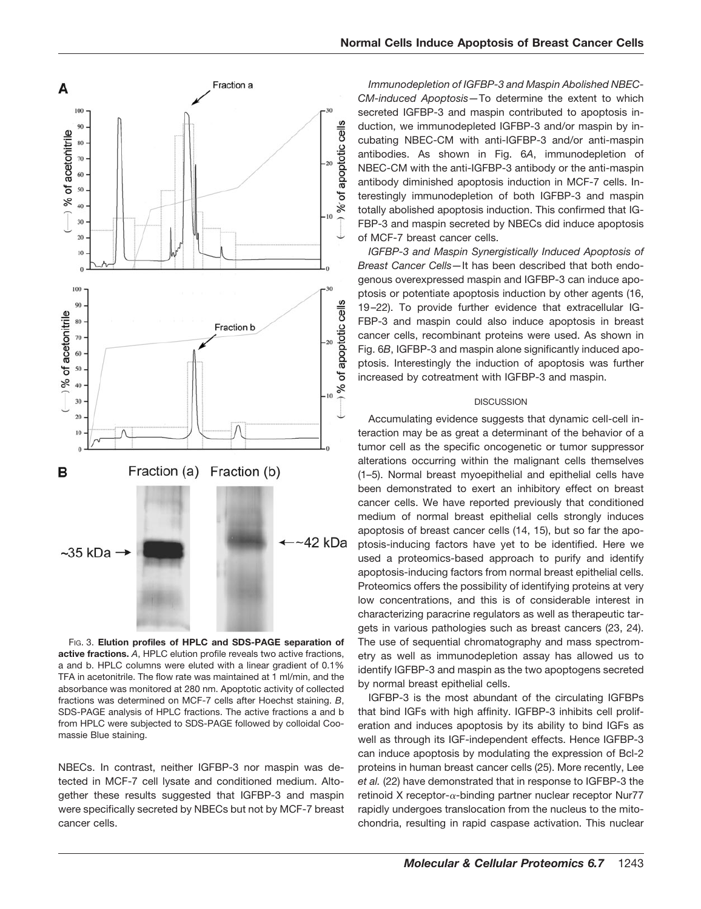FIG. 3. **Elution profiles of HPLC and SDS-PAGE separation of active fractions.** *A*, HPLC elution profile reveals two active fractions, a and b. HPLC columns were eluted with a linear gradient of 0.1% TFA in acetonitrile. The flow rate was maintained at 1 ml/min, and the absorbance was monitored at 280 nm. Apoptotic activity of collected fractions was determined on MCF-7 cells after Hoechst staining. *B*, SDS-PAGE analysis of HPLC fractions. The active fractions a and b from HPLC were subjected to SDS-PAGE followed by colloidal Coomassie Blue staining.

NBECs. In contrast, neither IGFBP-3 nor maspin was detected in MCF-7 cell lysate and conditioned medium. Altogether these results suggested that IGFBP-3 and maspin were specifically secreted by NBECs but not by MCF-7 breast cancer cells.

*Immunodepletion of IGFBP-3 and Maspin Abolished NBEC-CM-induced Apoptosis*—To determine the extent to which secreted IGFBP-3 and maspin contributed to apoptosis induction, we immunodepleted IGFBP-3 and/or maspin by incubating NBEC-CM with anti-IGFBP-3 and/or anti-maspin antibodies. As shown in Fig. 6*A*, immunodepletion of NBEC-CM with the anti-IGFBP-3 antibody or the anti-maspin antibody diminished apoptosis induction in MCF-7 cells. Interestingly immunodepletion of both IGFBP-3 and maspin totally abolished apoptosis induction. This confirmed that IGFBP-3 and maspin secreted by NBECs did induce apoptosis of MCF-7 breast cancer cells.

*IGFBP-3 and Maspin Synergistically Induced Apoptosis of Breast Cancer Cells*—It has been described that both endogenous overexpressed maspin and IGFBP-3 can induce apoptosis or potentiate apoptosis induction by other agents (16, 19–22). To provide further evidence that extracellular IGFBP-3 and maspin could also induce apoptosis in breast cancer cells, recombinant proteins were used. As shown in Fig. 6*B*, IGFBP-3 and maspin alone significantly induced apoptosis. Interestingly the induction of apoptosis was further increased by cotreatment with IGFBP-3 and maspin.

## DISCUSSION

Accumulating evidence suggests that dynamic cell-cell interaction may be as great a determinant of the behavior of a tumor cell as the specific oncogenetic or tumor suppressor alterations occurring within the malignant cells themselves (1–5). Normal breast myoepithelial and epithelial cells have been demonstrated to exert an inhibitory effect on breast cancer cells. We have reported previously that conditioned medium of normal breast epithelial cells strongly induces apoptosis of breast cancer cells (14, 15), but so far the apoptosis-inducing factors have yet to be identified. Here we used a proteomics-based approach to purify and identify apoptosis-inducing factors from normal breast epithelial cells. Proteomics offers the possibility of identifying proteins at very low concentrations, and this is of considerable interest in characterizing paracrine regulators as well as therapeutic targets in various pathologies such as breast cancers (23, 24). The use of sequential chromatography and mass spectrometry as well as immunodepletion assay has allowed us to identify IGFBP-3 and maspin as the two apoptogens secreted by normal breast epithelial cells.

IGFBP-3 is the most abundant of the circulating IGFBPs that bind IGFs with high affinity. IGFBP-3 inhibits cell proliferation and induces apoptosis by its ability to bind IGFs as well as through its IGF-independent effects. Hence IGFBP-3 can induce apoptosis by modulating the expression of Bcl-2 proteins in human breast cancer cells (25). More recently, Lee *et al.* (22) have demonstrated that in response to IGFBP-3 the retinoid X receptor-$\alpha$-binding partner nuclear receptor Nur77 rapidly undergoes translocation from the nucleus to the mitochondria, resulting in rapid caspase activation. This nuclear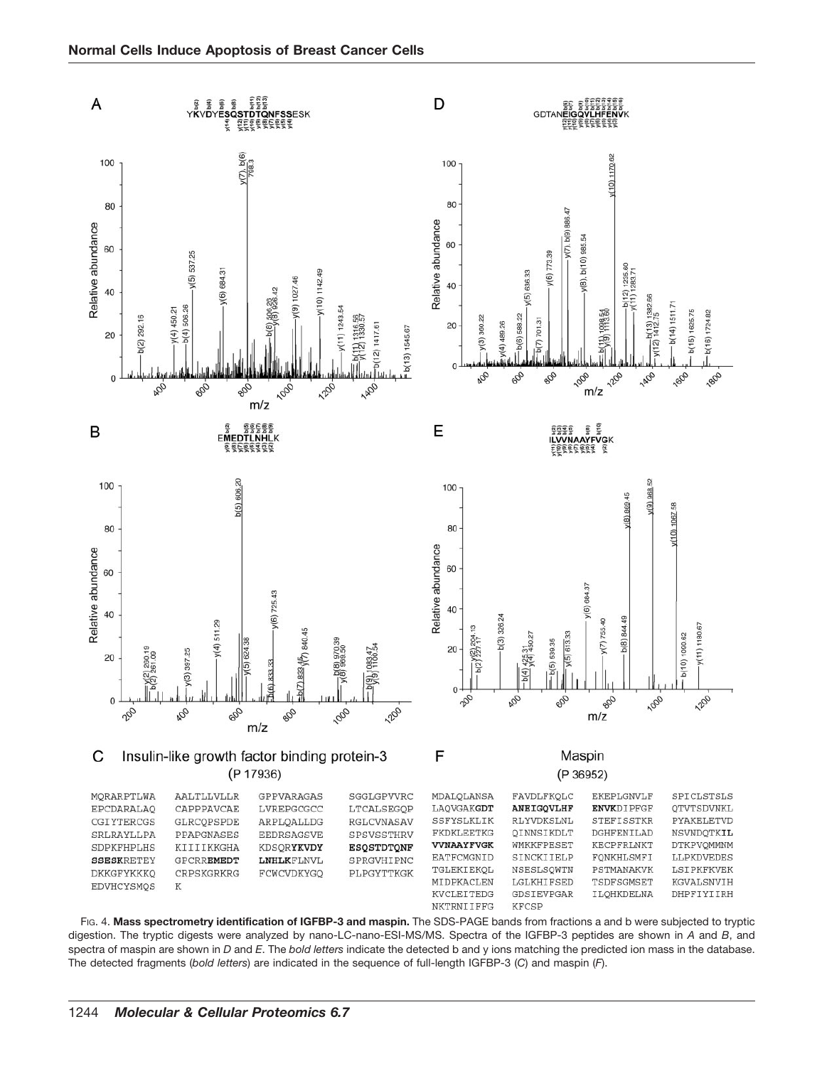Fig. 4. **Mass spectrometry identification of IGFBP-3 and maspin.** The SDS-PAGE bands from fractions a and b were subjected to tryptic digestion. The tryptic digests were analyzed by nano-LC-nano-ESI-MS/MS. Spectra of the IGFBP-3 peptides are shown in *A* and *B*, and spectra of maspin are shown in *D* and *E*. The *bold letters* indicate the detected b and y ions matching the predicted ion mass in the database. The detected fragments (*bold letters*) are indicated in the sequence of full-length IGFBP-3 (*C*) and maspin (*F*).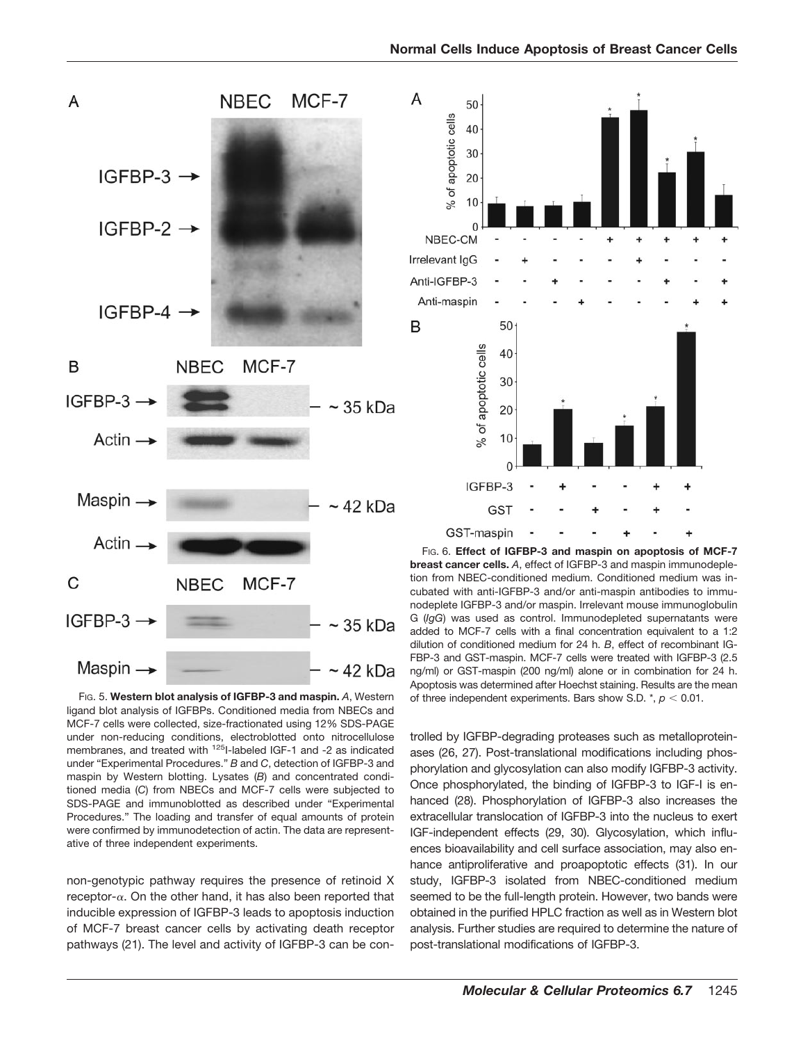FIG. 5. **Western blot analysis of IGFBP-3 and maspin.** *A*, Western ligand blot analysis of IGFBPs. Conditioned media from NBECs and MCF-7 cells were collected, size-fractionated using 12% SDS-PAGE under non-reducing conditions, electroblotted onto nitrocellulose membranes, and treated with $^{125}$I-labeled IGF-1 and -2 as indicated under "Experimental Procedures." *B* and *C*, detection of IGFBP-3 and maspin by Western blotting. Lysates (*B*) and concentrated conditioned media (*C*) from NBECs and MCF-7 cells were subjected to SDS-PAGE and immunoblotted as described under "Experimental Procedures." The loading and transfer of equal amounts of protein were confirmed by immunodetection of actin. The data are representative of three independent experiments.

FIG. 6. **Effect of IGFBP-3 and maspin on apoptosis of MCF-7 breast cancer cells.** *A*, effect of IGFBP-3 and maspin immunodepletion from NBEC-conditioned medium. Conditioned medium was incubated with anti-IGFBP-3 and/or anti-maspin antibodies to immunodeplete IGFBP-3 and/or maspin. Irrelevant mouse immunoglobulin G (*IgG*) was used as control. Immunodepleted supernatants were added to MCF-7 cells with a final concentration equivalent to a 1:2 dilution of conditioned medium for 24 h. *B*, effect of recombinant IGFBP-3 and GST-maspin. MCF-7 cells were treated with IGFBP-3 (2.5 ng/ml) or GST-maspin (200 ng/ml) alone or in combination for 24 h. Apoptosis was determined after Hoechst staining. Results are the mean of three independent experiments. Bars show S.D. *, $p < 0.01$.

non-genotypic pathway requires the presence of retinoid X receptor-$\alpha$. On the other hand, it has also been reported that inducible expression of IGFBP-3 leads to apoptosis induction of MCF-7 breast cancer cells by activating death receptor pathways (21). The level and activity of IGFBP-3 can be controlled by IGFBP-degrading proteases such as metalloproteinases (26, 27). Post-translational modifications including phosphorylation and glycosylation can also modify IGFBP-3 activity. Once phosphorylated, the binding of IGFBP-3 to IGF-I is enhanced (28). Phosphorylation of IGFBP-3 also increases the extracellular translocation of IGFBP-3 into the nucleus to exert IGF-independent effects (29, 30). Glycosylation, which influences bioavailability and cell surface association, may also enhance antiproliferative and proapoptotic effects (31). In our study, IGFBP-3 isolated from NBEC-conditioned medium seemed to be the full-length protein. However, two bands were obtained in the purified HPLC fraction as well as in Western blot analysis. Further studies are required to determine the nature of post-translational modifications of IGFBP-3.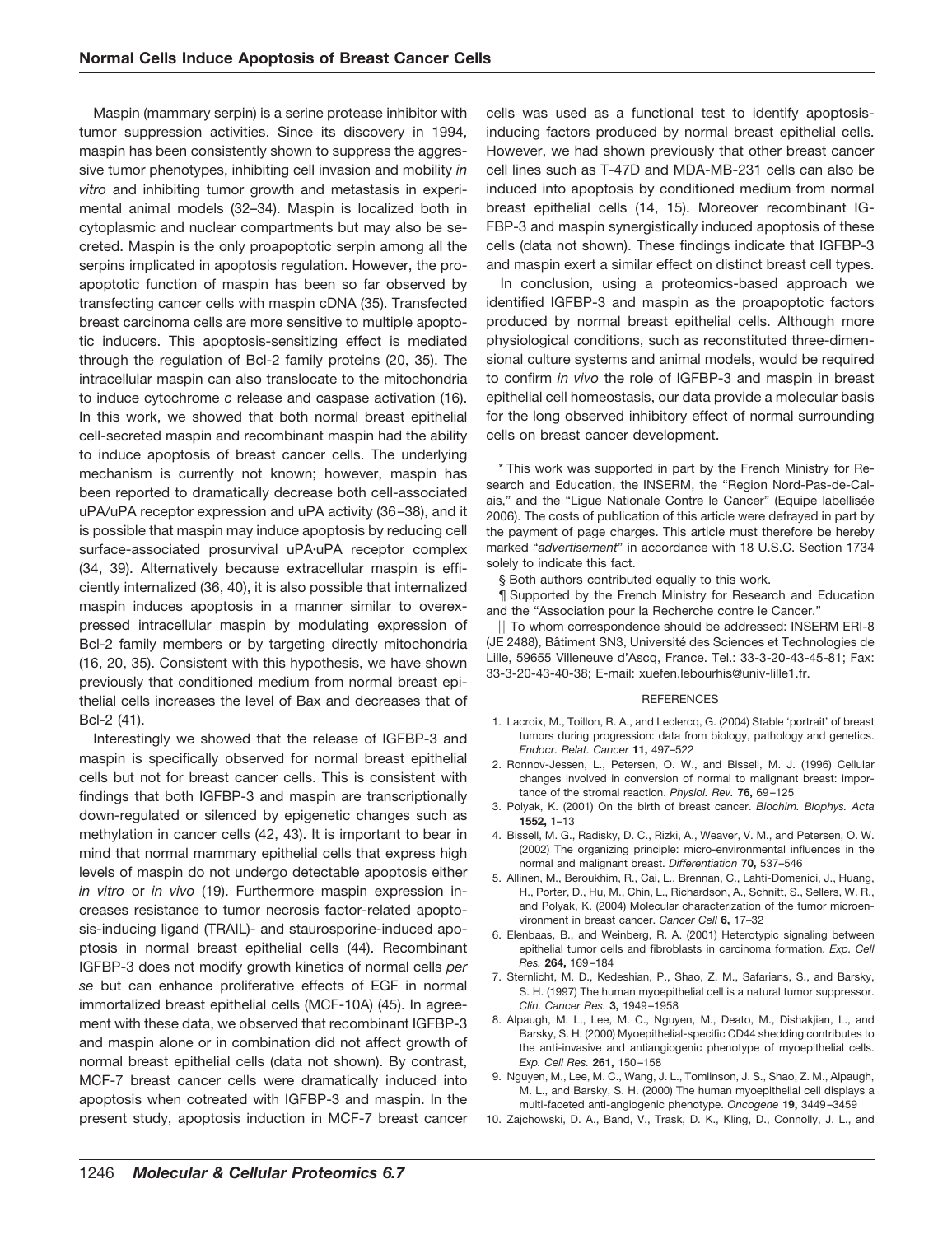Maspin (mammary serpin) is a serine protease inhibitor with tumor suppression activities. Since its discovery in 1994, maspin has been consistently shown to suppress the aggressive tumor phenotypes, inhibiting cell invasion and mobility *in vitro* and inhibiting tumor growth and metastasis in experimental animal models (32–34). Maspin is localized both in cytoplasmic and nuclear compartments but may also be secreted. Maspin is the only proapoptotic serpin among all the serpins implicated in apoptosis regulation. However, the proapoptotic function of maspin has been so far observed by transfecting cancer cells with maspin cDNA (35). Transfected breast carcinoma cells are more sensitive to multiple apoptotic inducers. This apoptosis-sensitizing effect is mediated through the regulation of Bcl-2 family proteins (20, 35). The intracellular maspin can also translocate to the mitochondria to induce cytochrome *c* release and caspase activation (16). In this work, we showed that both normal breast epithelial cell-secreted maspin and recombinant maspin had the ability to induce apoptosis of breast cancer cells. The underlying mechanism is currently not known; however, maspin has been reported to dramatically decrease both cell-associated uPA/uPA receptor expression and uPA activity (36–38), and it is possible that maspin may induce apoptosis by reducing cell surface-associated prosurvival uPA·uPA receptor complex (34, 39). Alternatively because extracellular maspin is efficiently internalized (36, 40), it is also possible that internalized maspin induces apoptosis in a manner similar to overexpressed intracellular maspin by modulating expression of Bcl-2 family members or by targeting directly mitochondria (16, 20, 35). Consistent with this hypothesis, we have shown previously that conditioned medium from normal breast epithelial cells increases the level of Bax and decreases that of Bcl-2 (41).

Interestingly we showed that the release of IGFBP-3 and maspin is specifically observed for normal breast epithelial cells but not for breast cancer cells. This is consistent with findings that both IGFBP-3 and maspin are transcriptionally down-regulated or silenced by epigenetic changes such as methylation in cancer cells (42, 43). It is important to bear in mind that normal mammary epithelial cells that express high levels of maspin do not undergo detectable apoptosis either *in vitro* or *in vivo* (19). Furthermore maspin expression increases resistance to tumor necrosis factor-related apoptosis-inducing ligand (TRAIL)- and staurosporine-induced apoptosis in normal breast epithelial cells (44). Recombinant IGFBP-3 does not modify growth kinetics of normal cells *per se* but can enhance proliferative effects of EGF in normal immortalized breast epithelial cells (MCF-10A) (45). In agreement with these data, we observed that recombinant IGFBP-3 and maspin alone or in combination did not affect growth of normal breast epithelial cells (data not shown). By contrast, MCF-7 breast cancer cells were dramatically induced into apoptosis when cotreated with IGFBP-3 and maspin. In the present study, apoptosis induction in MCF-7 breast cancer cells was used as a functional test to identify apoptosis-inducing factors produced by normal breast epithelial cells. However, we had shown previously that other breast cancer cell lines such as T-47D and MDA-MB-231 cells can also be induced into apoptosis by conditioned medium from normal breast epithelial cells (14, 15). Moreover recombinant IGFBP-3 and maspin synergistically induced apoptosis of these cells (data not shown). These findings indicate that IGFBP-3 and maspin exert a similar effect on distinct breast cell types.

In conclusion, using a proteomics-based approach we identified IGFBP-3 and maspin as the proapoptotic factors produced by normal breast epithelial cells. Although more physiological conditions, such as reconstituted three-dimensional culture systems and animal models, would be required to confirm *in vivo* the role of IGFBP-3 and maspin in breast epithelial cell homeostasis, our data provide a molecular basis for the long observed inhibitory effect of normal surrounding cells on breast cancer development.

\* This work was supported in part by the French Ministry for Research and Education, the INSERM, the "Region Nord-Pas-de-Calais," and the "Ligue Nationale Contre le Cancer" (Equipe labellisée 2006). The costs of publication of this article were defrayed in part by the payment of page charges. This article must therefore be hereby marked "*advertisement*" in accordance with 18 U.S.C. Section 1734 solely to indicate this fact.

§ Both authors contributed equally to this work.

¶ Supported by the French Ministry for Research and Education and the "Association pour la Recherche contre le Cancer."

‖ To whom correspondence should be addressed: INSERM ERI-8 (JE 2488), Bâtiment SN3, Université des Sciences et Technologies de Lille, 59655 Villeneuve d'Ascq, France. Tel.: 33-3-20-43-45-81; Fax: 33-3-20-43-40-38; E-mail: xuefen.lebourhis@univ-lille1.fr.

## REFERENCES

1. Lacroix, M., Toillon, R. A., and Leclercq, G. (2004) Stable 'portrait' of breast tumors during progression: data from biology, pathology and genetics. *Endocr. Relat. Cancer* **11,** 497–522
2. Ronnov-Jessen, L., Petersen, O. W., and Bissell, M. J. (1996) Cellular changes involved in conversion of normal to malignant breast: importance of the stromal reaction. *Physiol. Rev.* **76,** 69–125
3. Polyak, K. (2001) On the birth of breast cancer. *Biochim. Biophys. Acta* **1552,** 1–13
4. Bissell, M. G., Radisky, D. C., Rizki, A., Weaver, V. M., and Petersen, O. W. (2002) The organizing principle: micro-environmental influences in the normal and malignant breast. *Differentiation* **70,** 537–546
5. Allinen, M., Beroukhim, R., Cai, L., Brennan, C., Lahti-Domenici, J., Huang, H., Porter, D., Hu, M., Chin, L., Richardson, A., Schnitt, S., Sellers, W. R., and Polyak, K. (2004) Molecular characterization of the tumor microenvironment in breast cancer. *Cancer Cell* **6,** 17–32
6. Elenbaas, B., and Weinberg, R. A. (2001) Heterotypic signaling between epithelial tumor cells and fibroblasts in carcinoma formation. *Exp. Cell Res.* **264,** 169–184
7. Sternlicht, M. D., Kedeshian, P., Shao, Z. M., Safarians, S., and Barsky, S. H. (1997) The human myoepithelial cell is a natural tumor suppressor. *Clin. Cancer Res.* **3,** 1949–1958
8. Alpaugh, M. L., Lee, M. C., Nguyen, M., Deato, M., Dishakjian, L., and Barsky, S. H. (2000) Myoepithelial-specific CD44 shedding contributes to the anti-invasive and antiangiogenic phenotype of myoepithelial cells. *Exp. Cell Res.* **261,** 150–158
9. Nguyen, M., Lee, M. C., Wang, J. L., Tomlinson, J. S., Shao, Z. M., Alpaugh, M. L., and Barsky, S. H. (2000) The human myoepithelial cell displays a multi-faceted anti-angiogenic phenotype. *Oncogene* **19,** 3449–3459
10. Zajchowski, D. A., Band, V., Trask, D. K., Kling, D., Connolly, J. L., and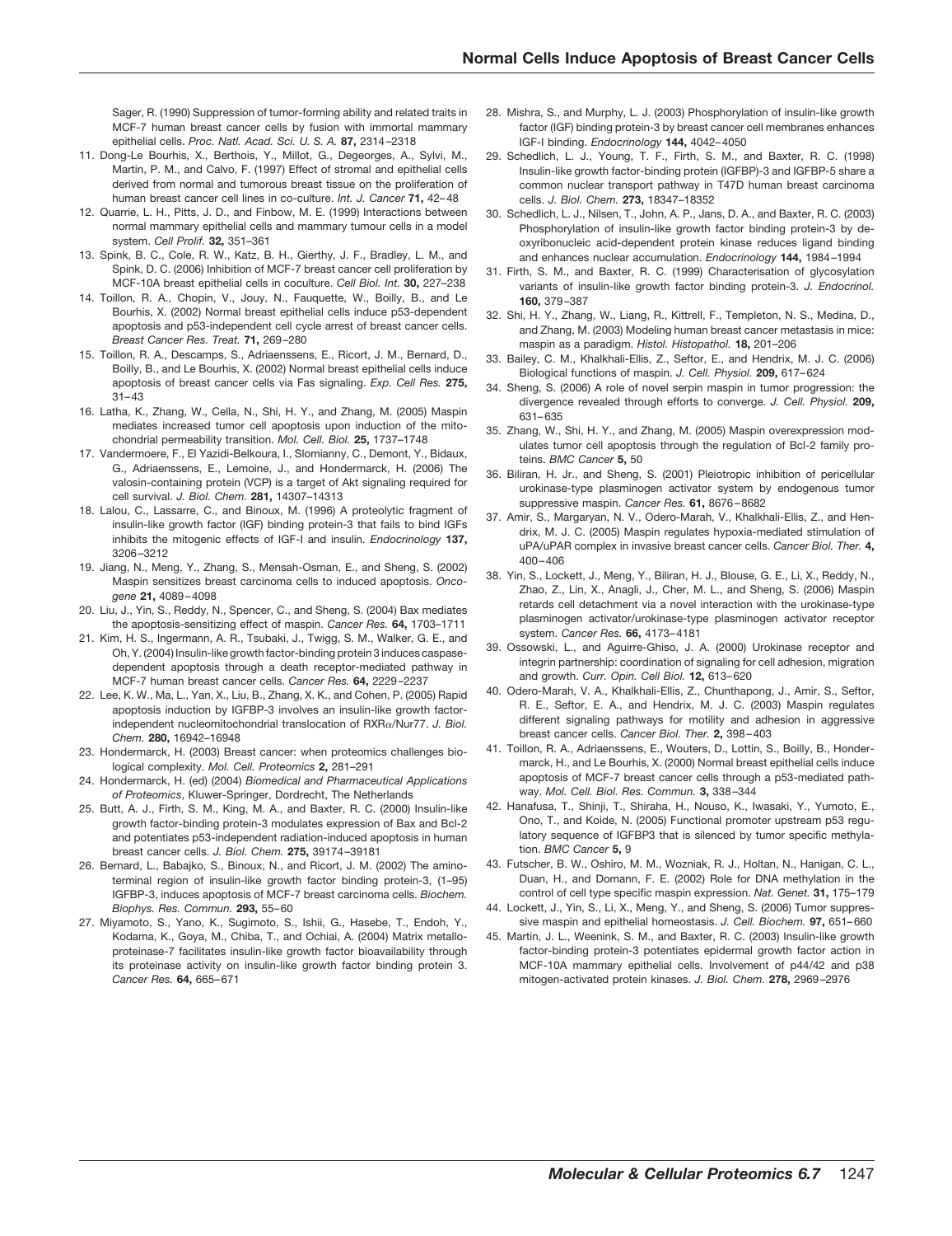Sager, R. (1990) Suppression of tumor-forming ability and related traits in MCF-7 human breast cancer cells by fusion with immortal mammary epithelial cells. *Proc. Natl. Acad. Sci. U. S. A.* **87,** 2314–2318

11. Dong-Le Bourhis, X., Berthois, Y., Millot, G., Degeorges, A., Sylvi, M., Martin, P. M., and Calvo, F. (1997) Effect of stromal and epithelial cells derived from normal and tumorous breast tissue on the proliferation of human breast cancer cell lines in co-culture. *Int. J. Cancer* **71,** 42–48
12. Quarrie, L. H., Pitts, J. D., and Finbow, M. E. (1999) Interactions between normal mammary epithelial cells and mammary tumour cells in a model system. *Cell Prolif.* **32,** 351–361
13. Spink, B. C., Cole, R. W., Katz, B. H., Gierthy, J. F., Bradley, L. M., and Spink, D. C. (2006) Inhibition of MCF-7 breast cancer cell proliferation by MCF-10A breast epithelial cells in coculture. *Cell Biol. Int.* **30,** 227–238
14. Toillon, R. A., Chopin, V., Jouy, N., Fauquette, W., Boilly, B., and Le Bourhis, X. (2002) Normal breast epithelial cells induce p53-dependent apoptosis and p53-independent cell cycle arrest of breast cancer cells. *Breast Cancer Res. Treat.* **71,** 269–280
15. Toillon, R. A., Descamps, S., Adriaenssens, E., Ricort, J. M., Bernard, D., Boilly, B., and Le Bourhis, X. (2002) Normal breast epithelial cells induce apoptosis of breast cancer cells via Fas signaling. *Exp. Cell Res.* **275,** 31–43
16. Latha, K., Zhang, W., Cella, N., Shi, H. Y., and Zhang, M. (2005) Maspin mediates increased tumor cell apoptosis upon induction of the mitochondrial permeability transition. *Mol. Cell. Biol.* **25,** 1737–1748
17. Vandermoere, F., El Yazidi-Belkoura, I., Slomianny, C., Demont, Y., Bidaux, G., Adriaenssens, E., Lemoine, J., and Hondermarck, H. (2006) The valosin-containing protein (VCP) is a target of Akt signaling required for cell survival. *J. Biol. Chem.* **281,** 14307–14313
18. Lalou, C., Lassarre, C., and Binoux, M. (1996) A proteolytic fragment of insulin-like growth factor (IGF) binding protein-3 that fails to bind IGFs inhibits the mitogenic effects of IGF-I and insulin. *Endocrinology* **137,** 3206–3212
19. Jiang, N., Meng, Y., Zhang, S., Mensah-Osman, E., and Sheng, S. (2002) Maspin sensitizes breast carcinoma cells to induced apoptosis. *Oncogene* **21,** 4089–4098
20. Liu, J., Yin, S., Reddy, N., Spencer, C., and Sheng, S. (2004) Bax mediates the apoptosis-sensitizing effect of maspin. *Cancer Res.* **64,** 1703–1711
21. Kim, H. S., Ingermann, A. R., Tsubaki, J., Twigg, S. M., Walker, G. E., and Oh, Y. (2004) Insulin-like growth factor-binding protein 3 induces caspase-dependent apoptosis through a death receptor-mediated pathway in MCF-7 human breast cancer cells. *Cancer Res.* **64,** 2229–2237
22. Lee, K. W., Ma, L., Yan, X., Liu, B., Zhang, X. K., and Cohen, P. (2005) Rapid apoptosis induction by IGFBP-3 involves an insulin-like growth factor-independent nucleomitochondrial translocation of RXR$\alpha$/Nur77. *J. Biol. Chem.* **280,** 16942–16948
23. Hondermarck, H. (2003) Breast cancer: when proteomics challenges biological complexity. *Mol. Cell. Proteomics* **2,** 281–291
24. Hondermarck, H. (ed) (2004) *Biomedical and Pharmaceutical Applications of Proteomics*, Kluwer-Springer, Dordrecht, The Netherlands
25. Butt, A. J., Firth, S. M., King, M. A., and Baxter, R. C. (2000) Insulin-like growth factor-binding protein-3 modulates expression of Bax and Bcl-2 and potentiates p53-independent radiation-induced apoptosis in human breast cancer cells. *J. Biol. Chem.* **275,** 39174–39181
26. Bernard, L., Babajko, S., Binoux, N., and Ricort, J. M. (2002) The amino-terminal region of insulin-like growth factor binding protein-3, (1–95) IGFBP-3, induces apoptosis of MCF-7 breast carcinoma cells. *Biochem. Biophys. Res. Commun.* **293,** 55–60
27. Miyamoto, S., Yano, K., Sugimoto, S., Ishii, G., Hasebe, T., Endoh, Y., Kodama, K., Goya, M., Chiba, T., and Ochiai, A. (2004) Matrix metalloproteinase-7 facilitates insulin-like growth factor bioavailability through its proteinase activity on insulin-like growth factor binding protein 3. *Cancer Res.* **64,** 665–671
28. Mishra, S., and Murphy, L. J. (2003) Phosphorylation of insulin-like growth factor (IGF) binding protein-3 by breast cancer cell membranes enhances IGF-I binding. *Endocrinology* **144,** 4042–4050
29. Schedlich, L. J., Young, T. F., Firth, S. M., and Baxter, R. C. (1998) Insulin-like growth factor-binding protein (IGFBP)-3 and IGFBP-5 share a common nuclear transport pathway in T47D human breast carcinoma cells. *J. Biol. Chem.* **273,** 18347–18352
30. Schedlich, L. J., Nilsen, T., John, A. P., Jans, D. A., and Baxter, R. C. (2003) Phosphorylation of insulin-like growth factor binding protein-3 by deoxyribonucleic acid-dependent protein kinase reduces ligand binding and enhances nuclear accumulation. *Endocrinology* **144,** 1984–1994
31. Firth, S. M., and Baxter, R. C. (1999) Characterisation of glycosylation variants of insulin-like growth factor binding protein-3. *J. Endocrinol.* **160,** 379–387
32. Shi, H. Y., Zhang, W., Liang, R., Kittrell, F., Templeton, N. S., Medina, D., and Zhang, M. (2003) Modeling human breast cancer metastasis in mice: maspin as a paradigm. *Histol. Histopathol.* **18,** 201–206
33. Bailey, C. M., Khalkhali-Ellis, Z., Seftor, E., and Hendrix, M. J. C. (2006) Biological functions of maspin. *J. Cell. Physiol.* **209,** 617–624
34. Sheng, S. (2006) A role of novel serpin maspin in tumor progression: the divergence revealed through efforts to converge. *J. Cell. Physiol.* **209,** 631–635
35. Zhang, W., Shi, H. Y., and Zhang, M. (2005) Maspin overexpression modulates tumor cell apoptosis through the regulation of Bcl-2 family proteins. *BMC Cancer* **5,** 50
36. Biliran, H. Jr., and Sheng, S. (2001) Pleiotropic inhibition of pericellular urokinase-type plasminogen activator system by endogenous tumor suppressive maspin. *Cancer Res.* **61,** 8676–8682
37. Amir, S., Margaryan, N. V., Odero-Marah, V., Khalkhali-Ellis, Z., and Hendrix, M. J. C. (2005) Maspin regulates hypoxia-mediated stimulation of uPA/uPAR complex in invasive breast cancer cells. *Cancer Biol. Ther.* **4,** 400–406
38. Yin, S., Lockett, J., Meng, Y., Biliran, H. J., Blouse, G. E., Li, X., Reddy, N., Zhao, Z., Lin, X., Anagli, J., Cher, M. L., and Sheng, S. (2006) Maspin retards cell detachment via a novel interaction with the urokinase-type plasminogen activator/urokinase-type plasminogen activator receptor system. *Cancer Res.* **66,** 4173–4181
39. Ossowski, L., and Aguirre-Ghiso, J. A. (2000) Urokinase receptor and integrin partnership: coordination of signaling for cell adhesion, migration and growth. *Curr. Opin. Cell Biol.* **12,** 613–620
40. Odero-Marah, V. A., Khalkhali-Ellis, Z., Chunthapong, J., Amir, S., Seftor, R. E., Seftor, E. A., and Hendrix, M. J. C. (2003) Maspin regulates different signaling pathways for motility and adhesion in aggressive breast cancer cells. *Cancer Biol. Ther.* **2,** 398–403
41. Toillon, R. A., Adriaenssens, E., Wouters, D., Lottin, S., Boilly, B., Hondermarck, H., and Le Bourhis, X. (2000) Normal breast epithelial cells induce apoptosis of MCF-7 breast cancer cells through a p53-mediated pathway. *Mol. Cell. Biol. Res. Commun.* **3,** 338–344
42. Hanafusa, T., Shinji, T., Shiraha, H., Nouso, K., Iwasaki, Y., Yumoto, E., Ono, T., and Koide, N. (2005) Functional promoter upstream p53 regulatory sequence of IGFBP3 that is silenced by tumor specific methylation. *BMC Cancer* **5,** 9
43. Futscher, B. W., Oshiro, M. M., Wozniak, R. J., Holtan, N., Hanigan, C. L., Duan, H., and Domann, F. E. (2002) Role for DNA methylation in the control of cell type specific maspin expression. *Nat. Genet.* **31,** 175–179
44. Lockett, J., Yin, S., Li, X., Meng, Y., and Sheng, S. (2006) Tumor suppressive maspin and epithelial homeostasis. *J. Cell. Biochem.* **97,** 651–660
45. Martin, J. L., Weenink, S. M., and Baxter, R. C. (2003) Insulin-like growth factor-binding protein-3 potentiates epidermal growth factor action in MCF-10A mammary epithelial cells. Involvement of p44/42 and p38 mitogen-activated protein kinases. *J. Biol. Chem.* **278,** 2969–2976